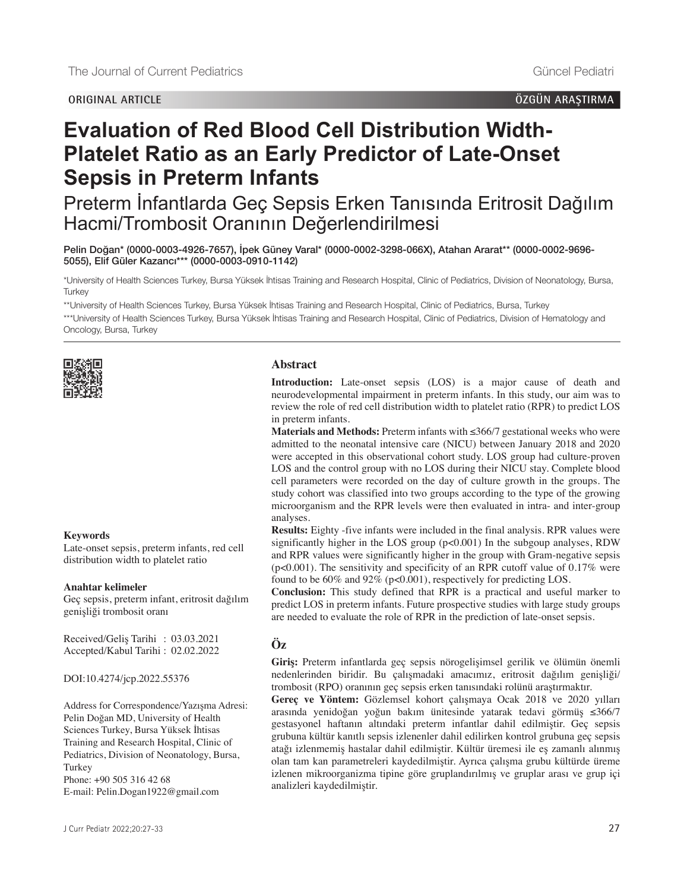ORIGINAL ARTICLE

ÖZGÜN ARAŞTIRMA

# Evaluation of Red Blood Cell Distribution Width-Platelet Ratio as an Early Predictor of Late-Onset Sepsis in Preterm Infants

## Preterm İnfantlarda Geç Sepsis Erken Tanısında Eritrosit Dağılım Hacmi/Trombosit Oranının Değerlendirilmesi

**Pelin Doğan* (0000-0003-4926-7657), İpek Güney Varal* (0000-0002-3298-066X), Atahan Ararat** (0000-0002-9696-5055), Elif Güler Kazancı*** (0000-0003-0910-1142)**

*University of Health Sciences Turkey, Bursa Yüksek İhtisas Training and Research Hospital, Clinic of Pediatrics, Division of Neonatology, Bursa, Turkey

**University of Health Sciences Turkey, Bursa Yüksek İhtisas Training and Research Hospital, Clinic of Pediatrics, Bursa, Turkey

***University of Health Sciences Turkey, Bursa Yüksek İhtisas Training and Research Hospital, Clinic of Pediatrics, Division of Hematology and Oncology, Bursa, Turkey

## Abstract

**Introduction:** Late-onset sepsis (LOS) is a major cause of death and neurodevelopmental impairment in preterm infants. In this study, our aim was to review the role of red cell distribution width to platelet ratio (RPR) to predict LOS in preterm infants.

**Materials and Methods:** Preterm infants with ≤366/7 gestational weeks who were admitted to the neonatal intensive care (NICU) between January 2018 and 2020 were accepted in this observational cohort study. LOS group had culture-proven LOS and the control group with no LOS during their NICU stay. Complete blood cell parameters were recorded on the day of culture growth in the groups. The study cohort was classified into two groups according to the type of the growing microorganism and the RPR levels were then evaluated in intra- and inter-group analyses.

**Results:** Eighty -five infants were included in the final analysis. RPR values were significantly higher in the LOS group ($p<0.001$) In the subgoup analyses, RDW and RPR values were significantly higher in the group with Gram-negative sepsis ($p<0.001$). The sensitivity and specificity of an RPR cutoff value of 0.17% were found to be 60% and 92% ($p<0.001$), respectively for predicting LOS.

**Conclusion:** This study defined that RPR is a practical and useful marker to predict LOS in preterm infants. Future prospective studies with large study groups are needed to evaluate the role of RPR in the prediction of late-onset sepsis.

**Keywords**

Late-onset sepsis, preterm infants, red cell distribution width to platelet ratio

**Anahtar kelimeler**

Geç sepsis, preterm infant, eritrosit dağılım genişliği trombosit oranı

Received/Geliş Tarihi : 03.03.2021
Accepted/Kabul Tarihi : 02.02.2022

DOI:10.4274/jcp.2022.55376

Address for Correspondence/Yazışma Adresi: Pelin Doğan MD, University of Health Sciences Turkey, Bursa Yüksek İhtisas Training and Research Hospital, Clinic of Pediatrics, Division of Neonatology, Bursa, Turkey
Phone: +90 505 316 42 68
E-mail: Pelin.Dogan1922@gmail.com

## Öz

**Giriş:** Preterm infantlarda geç sepsis nörogelişimsel gerilik ve ölümün önemli nedenlerinden biridir. Bu çalışmadaki amacımız, eritrosit dağılım genişliği/trombosit (RPO) oranının geç sepsis erken tanısındaki rolünü araştırmaktır.

**Gereç ve Yöntem:** Gözlemsel kohort çalışmaya Ocak 2018 ve 2020 yılları arasında yenidoğan yoğun bakım ünitesinde yatarak tedavi görmüş ≤366/7 gestasyonel haftanın altındaki preterm infantlar dahil edilmiştir. Geç sepsis grubuna kültür kanıtlı sepsis izlenenler dahil edilirken kontrol grubuna geç sepsis atağı izlenmemiş hastalar dahil edilmiştir. Kültür üremesi ile eş zamanlı alınmış olan tam kan parametreleri kaydedilmiştir. Ayrıca çalışma grubu kültürde üreme izlenen mikroorganizma tipine göre gruplandırılmış ve gruplar arası ve grup içi analizleri kaydedilmiştir.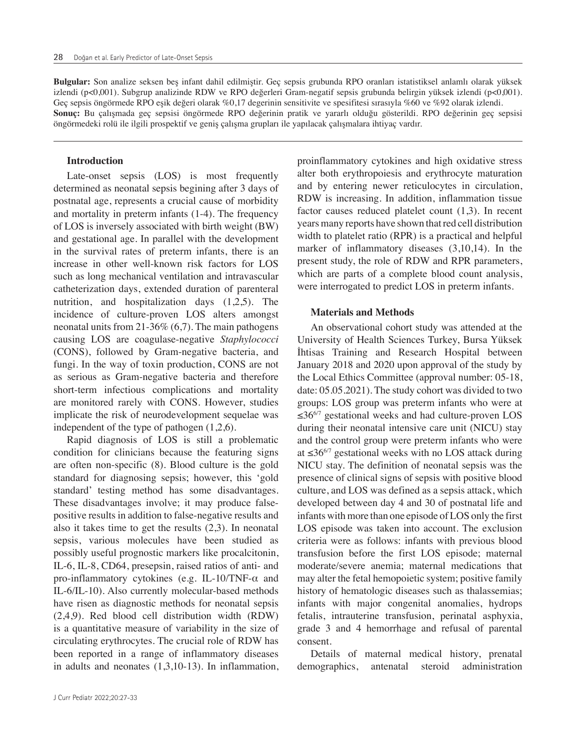**Bulgular:** Son analize seksen beş infant dahil edilmiştir. Geç sepsis grubunda RPO oranları istatistiksel anlamlı olarak yüksek izlendi (p<0,001). Subgrup analizinde RDW ve RPO değerleri Gram-negatif sepsis grubunda belirgin yüksek izlendi (p<0,001). Geç sepsis öngörmede RPO eşik değeri olarak %0,17 degerinin sensitivite ve spesifitesi sırasıyla %60 ve %92 olarak izlendi.
**Sonuç:** Bu çalışmada geç sepsisi öngörmede RPO değerinin pratik ve yararlı olduğu gösterildi. RPO değerinin geç sepsisi öngörmedeki rolü ile ilgili prospektif ve geniş çalışma grupları ile yapılacak çalışmalara ihtiyaç vardır.

## Introduction

Late-onset sepsis (LOS) is most frequently determined as neonatal sepsis begining after 3 days of postnatal age, represents a crucial cause of morbidity and mortality in preterm infants (1-4). The frequency of LOS is inversely associated with birth weight (BW) and gestational age. In parallel with the development in the survival rates of preterm infants, there is an increase in other well-known risk factors for LOS such as long mechanical ventilation and intravascular catheterization days, extended duration of parenteral nutrition, and hospitalization days (1,2,5). The incidence of culture-proven LOS alters amongst neonatal units from 21-36% (6,7). The main pathogens causing LOS are coagulase-negative *Staphylococci* (CONS), followed by Gram-negative bacteria, and fungi. In the way of toxin production, CONS are not as serious as Gram-negative bacteria and therefore short-term infectious complications and mortality are monitored rarely with CONS. However, studies implicate the risk of neurodevelopment sequelae was independent of the type of pathogen (1,2,6).

Rapid diagnosis of LOS is still a problematic condition for clinicians because the featuring signs are often non-specific (8). Blood culture is the gold standard for diagnosing sepsis; however, this 'gold standard' testing method has some disadvantages. These disadvantages involve; it may produce false-positive results in addition to false-negative results and also it takes time to get the results (2,3). In neonatal sepsis, various molecules have been studied as possibly useful prognostic markers like procalcitonin, IL-6, IL-8, CD64, presepsin, raised ratios of anti- and pro-inflammatory cytokines (e.g. IL-10/TNF-$\alpha$ and IL-6/IL-10). Also currently molecular-based methods have risen as diagnostic methods for neonatal sepsis (2,4,9). Red blood cell distribution width (RDW) is a quantitative measure of variability in the size of circulating erythrocytes. The crucial role of RDW has been reported in a range of inflammatory diseases in adults and neonates (1,3,10-13). In inflammation, proinflammatory cytokines and high oxidative stress alter both erythropoiesis and erythrocyte maturation and by entering newer reticulocytes in circulation, RDW is increasing. In addition, inflammation tissue factor causes reduced platelet count (1,3). In recent years many reports have shown that red cell distribution width to platelet ratio (RPR) is a practical and helpful marker of inflammatory diseases (3,10,14). In the present study, the role of RDW and RPR parameters, which are parts of a complete blood count analysis, were interrogated to predict LOS in preterm infants.

## Materials and Methods

An observational cohort study was attended at the University of Health Sciences Turkey, Bursa Yüksek İhtisas Training and Research Hospital between January 2018 and 2020 upon approval of the study by the Local Ethics Committee (approval number: 05-18, date: 05.05.2021). The study cohort was divided to two groups: LOS group was preterm infants who were at $\leq 36^{6/7}$ gestational weeks and had culture-proven LOS during their neonatal intensive care unit (NICU) stay and the control group were preterm infants who were at $\leq 36^{6/7}$ gestational weeks with no LOS attack during NICU stay. The definition of neonatal sepsis was the presence of clinical signs of sepsis with positive blood culture, and LOS was defined as a sepsis attack, which developed between day 4 and 30 of postnatal life and infants with more than one episode of LOS only the first LOS episode was taken into account. The exclusion criteria were as follows: infants with previous blood transfusion before the first LOS episode; maternal moderate/severe anemia; maternal medications that may alter the fetal hemopoietic system; positive family history of hematologic diseases such as thalassemias; infants with major congenital anomalies, hydrops fetalis, intrauterine transfusion, perinatal asphyxia, grade 3 and 4 hemorrhage and refusal of parental consent.

Details of maternal medical history, prenatal demographics, antenatal steroid administration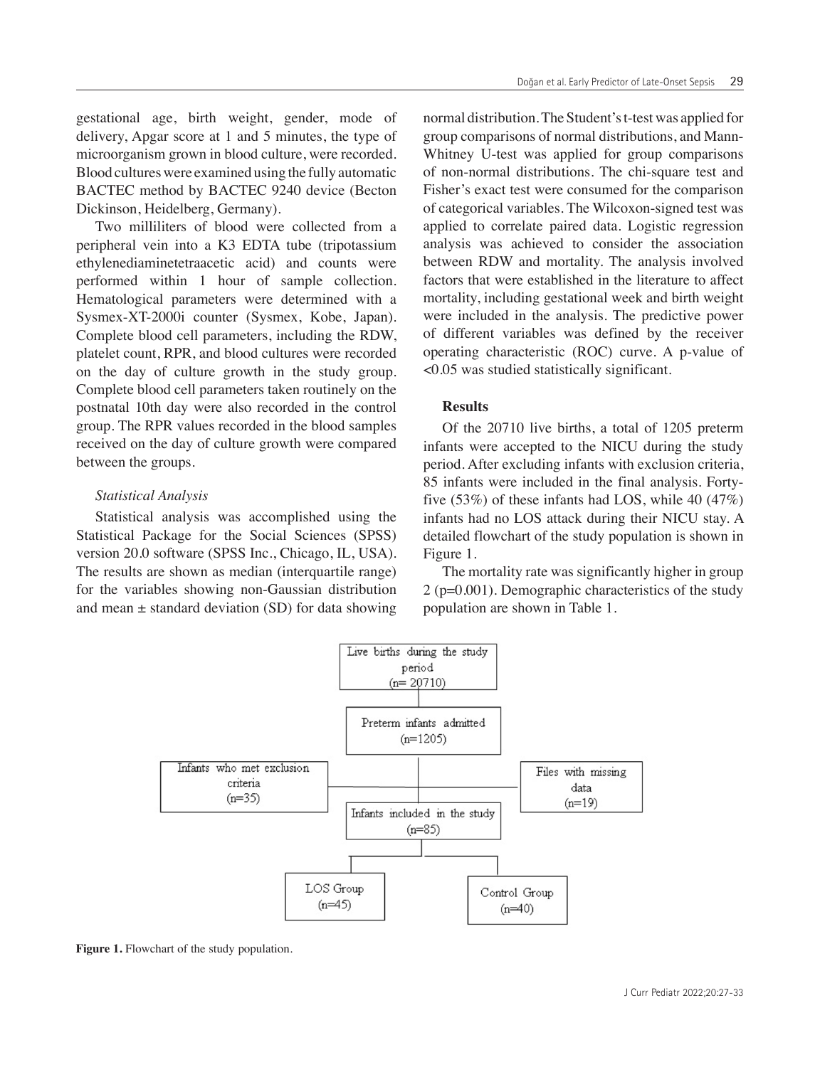gestational age, birth weight, gender, mode of delivery, Apgar score at 1 and 5 minutes, the type of microorganism grown in blood culture, were recorded. Blood cultures were examined using the fully automatic BACTEC method by BACTEC 9240 device (Becton Dickinson, Heidelberg, Germany).

Two milliliters of blood were collected from a peripheral vein into a K3 EDTA tube (tripotassium ethylenediaminetetraacetic acid) and counts were performed within 1 hour of sample collection. Hematological parameters were determined with a Sysmex-XT-2000i counter (Sysmex, Kobe, Japan). Complete blood cell parameters, including the RDW, platelet count, RPR, and blood cultures were recorded on the day of culture growth in the study group. Complete blood cell parameters taken routinely on the postnatal 10th day were also recorded in the control group. The RPR values recorded in the blood samples received on the day of culture growth were compared between the groups.

### *Statistical Analysis*

Statistical analysis was accomplished using the Statistical Package for the Social Sciences (SPSS) version 20.0 software (SPSS Inc., Chicago, IL, USA). The results are shown as median (interquartile range) for the variables showing non-Gaussian distribution and mean ± standard deviation (SD) for data showing normal distribution. The Student's t-test was applied for group comparisons of normal distributions, and Mann-Whitney U-test was applied for group comparisons of non-normal distributions. The chi-square test and Fisher's exact test were consumed for the comparison of categorical variables. The Wilcoxon-signed test was applied to correlate paired data. Logistic regression analysis was achieved to consider the association between RDW and mortality. The analysis involved factors that were established in the literature to affect mortality, including gestational week and birth weight were included in the analysis. The predictive power of different variables was defined by the receiver operating characteristic (ROC) curve. A p-value of <0.05 was studied statistically significant.

## Results

Of the 20710 live births, a total of 1205 preterm infants were accepted to the NICU during the study period. After excluding infants with exclusion criteria, 85 infants were included in the final analysis. Forty-five (53%) of these infants had LOS, while 40 (47%) infants had no LOS attack during their NICU stay. A detailed flowchart of the study population is shown in Figure 1.

The mortality rate was significantly higher in group 2 (p=0.001). Demographic characteristics of the study population are shown in Table 1.

Live births during the study period (n= 20710)
→ Preterm infants admitted (n=1205)
→ Infants who met exclusion criteria (n=35); Files with missing data (n=19)
→ Infants included in the study (n=85)
→ LOS Group (n=45); Control Group (n=40)

**Figure 1.** Flowchart of the study population.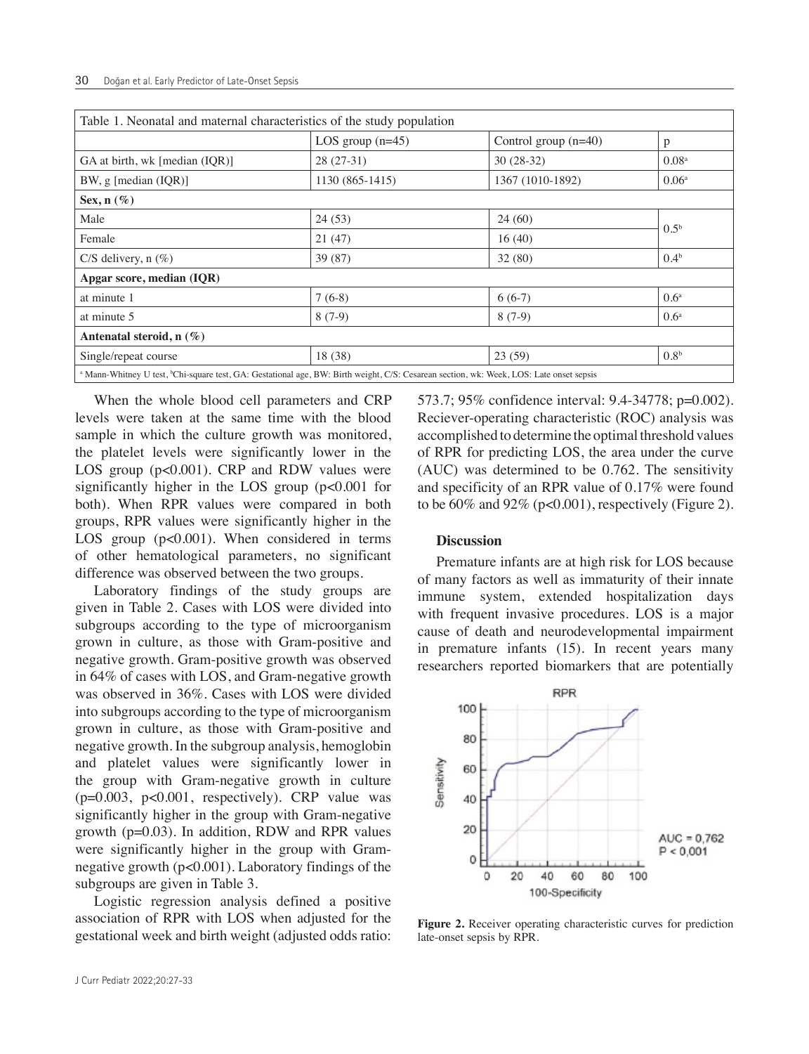| Table 1. Neonatal and maternal characteristics of the study population | | | |
|---|---|---|---|
| | LOS group (n=45) | Control group (n=40) | p |
| GA at birth, wk [median (IQR)] | 28 (27-31) | 30 (28-32) | 0.08[a] |
| BW, g [median (IQR)] | 1130 (865-1415) | 1367 (1010-1892) | 0.06[a] |
| **Sex, n (%)** | | | |
| Male | 24 (53) | 24 (60) | 0.5[b] |
| Female | 21 (47) | 16 (40) | |
| C/S delivery, n (%) | 39 (87) | 32 (80) | 0.4[b] |
| **Apgar score, median (IQR)** | | | |
| at minute 1 | 7 (6-8) | 6 (6-7) | 0.6[a] |
| at minute 5 | 8 (7-9) | 8 (7-9) | 0.6[a] |
| **Antenatal steroid, n (%)** | | | |
| Single/repeat course | 18 (38) | 23 (59) | 0.8[b] |

[a] Mann-Whitney U test, [b]Chi-square test, GA: Gestational age, BW: Birth weight, C/S: Cesarean section, wk: Week, LOS: Late onset sepsis

When the whole blood cell parameters and CRP levels were taken at the same time with the blood sample in which the culture growth was monitored, the platelet levels were significantly lower in the LOS group ($p<0.001$). CRP and RDW values were significantly higher in the LOS group ($p<0.001$ for both). When RPR values were compared in both groups, RPR values were significantly higher in the LOS group ($p<0.001$). When considered in terms of other hematological parameters, no significant difference was observed between the two groups.

Laboratory findings of the study groups are given in Table 2. Cases with LOS were divided into subgroups according to the type of microorganism grown in culture, as those with Gram-positive and negative growth. Gram-positive growth was observed in 64% of cases with LOS, and Gram-negative growth was observed in 36%. Cases with LOS were divided into subgroups according to the type of microorganism grown in culture, as those with Gram-positive and negative growth. In the subgroup analysis, hemoglobin and platelet values were significantly lower in the group with Gram-negative growth in culture ($p=0.003$, $p<0.001$, respectively). CRP value was significantly higher in the group with Gram-negative growth ($p=0.03$). In addition, RDW and RPR values were significantly higher in the group with Gram-negative growth ($p<0.001$). Laboratory findings of the subgroups are given in Table 3.

Logistic regression analysis defined a positive association of RPR with LOS when adjusted for the gestational week and birth weight (adjusted odds ratio: 573.7; 95% confidence interval: 9.4-34778; $p=0.002$). Reciever-operating characteristic (ROC) analysis was accomplished to determine the optimal threshold values of RPR for predicting LOS, the area under the curve (AUC) was determined to be 0.762. The sensitivity and specificity of an RPR value of 0.17% were found to be 60% and 92% ($p<0.001$), respectively (Figure 2).

## Discussion

Premature infants are at high risk for LOS because of many factors as well as immaturity of their innate immune system, extended hospitalization days with frequent invasive procedures. LOS is a major cause of death and neurodevelopmental impairment in premature infants (15). In recent years many researchers reported biomarkers that are potentially

**Figure 2.** Receiver operating characteristic curves for prediction late-onset sepsis by RPR.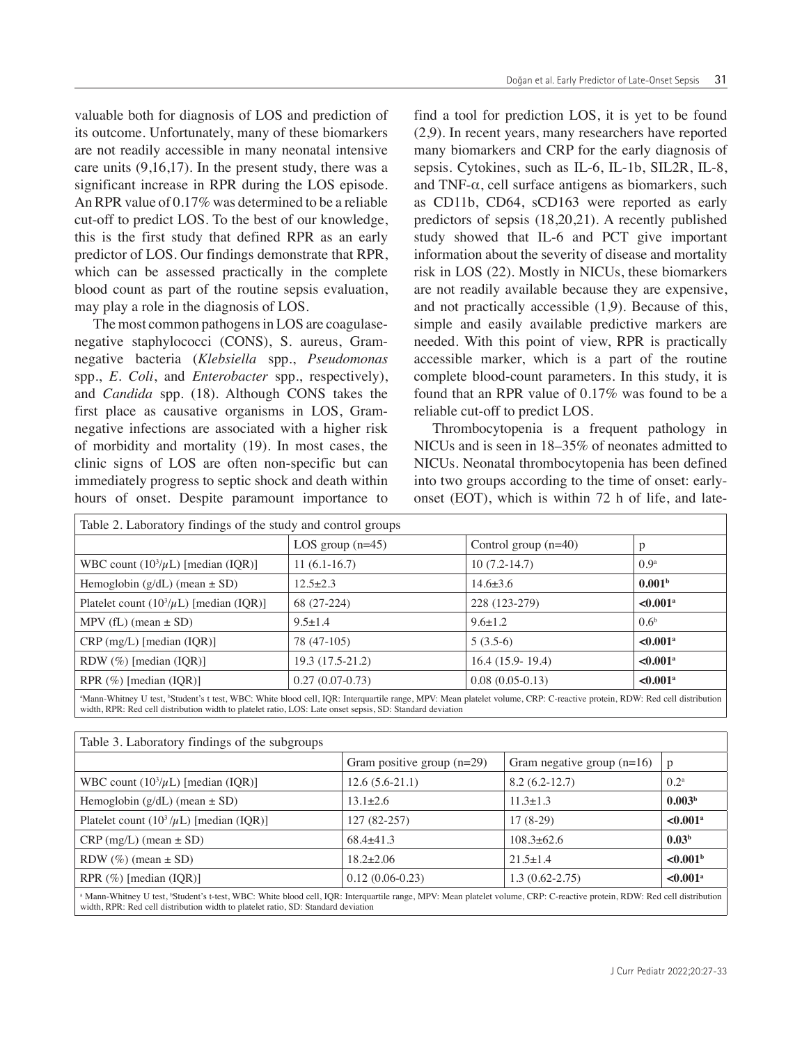valuable both for diagnosis of LOS and prediction of its outcome. Unfortunately, many of these biomarkers are not readily accessible in many neonatal intensive care units (9,16,17). In the present study, there was a significant increase in RPR during the LOS episode. An RPR value of 0.17% was determined to be a reliable cut-off to predict LOS. To the best of our knowledge, this is the first study that defined RPR as an early predictor of LOS. Our findings demonstrate that RPR, which can be assessed practically in the complete blood count as part of the routine sepsis evaluation, may play a role in the diagnosis of LOS.

The most common pathogens in LOS are coagulase-negative staphylococci (CONS), S. aureus, Gram-negative bacteria (*Klebsiella* spp., *Pseudomonas* spp., *E. Coli*, and *Enterobacter* spp., respectively), and *Candida* spp. (18). Although CONS takes the first place as causative organisms in LOS, Gram-negative infections are associated with a higher risk of morbidity and mortality (19). In most cases, the clinic signs of LOS are often non-specific but can immediately progress to septic shock and death within hours of onset. Despite paramount importance to find a tool for prediction LOS, it is yet to be found (2,9). In recent years, many researchers have reported many biomarkers and CRP for the early diagnosis of sepsis. Cytokines, such as IL-6, IL-1b, SIL2R, IL-8, and TNF-$\alpha$, cell surface antigens as biomarkers, such as CD11b, CD64, sCD163 were reported as early predictors of sepsis (18,20,21). A recently published study showed that IL-6 and PCT give important information about the severity of disease and mortality risk in LOS (22). Mostly in NICUs, these biomarkers are not readily available because they are expensive, and not practically accessible (1,9). Because of this, simple and easily available predictive markers are needed. With this point of view, RPR is practically accessible marker, which is a part of the routine complete blood-count parameters. In this study, it is found that an RPR value of 0.17% was found to be a reliable cut-off to predict LOS.

Thrombocytopenia is a frequent pathology in NICUs and is seen in 18–35% of neonates admitted to NICUs. Neonatal thrombocytopenia has been defined into two groups according to the time of onset: early-onset (EOT), which is within 72 h of life, and late-

Table 2. Laboratory findings of the study and control groups

| | LOS group (n=45) | Control group (n=40) | p |
|---|---|---|---|
| WBC count ($10^3/\mu L$) [median (IQR)] | 11 (6.1-16.7) | 10 (7.2-14.7) | 0.9[a] |
| Hemoglobin (g/dL) (mean ± SD) | 12.5±2.3 | 14.6±3.6 | **0.001**[b] |
| Platelet count ($10^3/\mu L$) [median (IQR)] | 68 (27-224) | 228 (123-279) | **<0.001**[a] |
| MPV (fL) (mean ± SD) | 9.5±1.4 | 9.6±1.2 | 0.6[b] |
| CRP (mg/L) [median (IQR)] | 78 (47-105) | 5 (3.5-6) | **<0.001**[a] |
| RDW (%) [median (IQR)] | 19.3 (17.5-21.2) | 16.4 (15.9- 19.4) | **<0.001**[a] |
| RPR (%) [median (IQR)] | 0.27 (0.07-0.73) | 0.08 (0.05-0.13) | **<0.001**[a] |

[a]Mann-Whitney U test, [b]Student's t test, WBC: White blood cell, IQR: Interquartile range, MPV: Mean platelet volume, CRP: C-reactive protein, RDW: Red cell distribution width, RPR: Red cell distribution width to platelet ratio, LOS: Late onset sepsis, SD: Standard deviation

Table 3. Laboratory findings of the subgroups

| | Gram positive group (n=29) | Gram negative group (n=16) | p |
|---|---|---|---|
| WBC count ($10^3/\mu L$) [median (IQR)] | 12.6 (5.6-21.1) | 8.2 (6.2-12.7) | 0.2[a] |
| Hemoglobin (g/dL) (mean ± SD) | 13.1±2.6 | 11.3±1.3 | **0.003**[b] |
| Platelet count ($10^3/\mu L$) [median (IQR)] | 127 (82-257) | 17 (8-29) | **<0.001**[a] |
| CRP (mg/L) (mean ± SD) | 68.4±41.3 | 108.3±62.6 | **0.03**[b] |
| RDW (%) (mean ± SD) | 18.2±2.06 | 21.5±1.4 | **<0.001**[b] |
| RPR (%) [median (IQR)] | 0.12 (0.06-0.23) | 1.3 (0.62-2.75) | **<0.001**[a] |

[a] Mann-Whitney U test, [b]Student's t-test, WBC: White blood cell, IQR: Interquartile range, MPV: Mean platelet volume, CRP: C-reactive protein, RDW: Red cell distribution width, RPR: Red cell distribution width to platelet ratio, SD: Standard deviation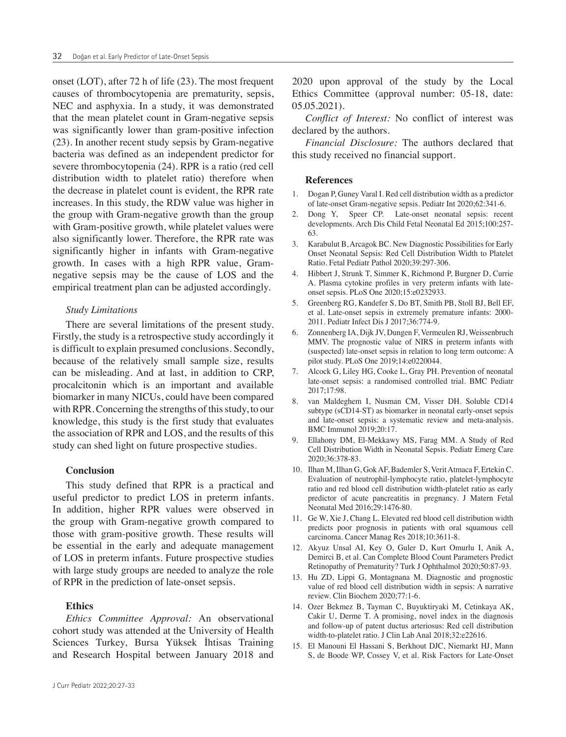onset (LOT), after 72 h of life (23). The most frequent causes of thrombocytopenia are prematurity, sepsis, NEC and asphyxia. In a study, it was demonstrated that the mean platelet count in Gram-negative sepsis was significantly lower than gram-positive infection (23). In another recent study sepsis by Gram-negative bacteria was defined as an independent predictor for severe thrombocytopenia (24). RPR is a ratio (red cell distribution width to platelet ratio) therefore when the decrease in platelet count is evident, the RPR rate increases. In this study, the RDW value was higher in the group with Gram-negative growth than the group with Gram-positive growth, while platelet values were also significantly lower. Therefore, the RPR rate was significantly higher in infants with Gram-negative growth. In cases with a high RPR value, Gram-negative sepsis may be the cause of LOS and the empirical treatment plan can be adjusted accordingly.

### *Study Limitations*

There are several limitations of the present study. Firstly, the study is a retrospective study accordingly it is difficult to explain presumed conclusions. Secondly, because of the relatively small sample size, results can be misleading. And at last, in addition to CRP, procalcitonin which is an important and available biomarker in many NICUs, could have been compared with RPR. Concerning the strengths of this study, to our knowledge, this study is the first study that evaluates the association of RPR and LOS, and the results of this study can shed light on future prospective studies.

## Conclusion

This study defined that RPR is a practical and useful predictor to predict LOS in preterm infants. In addition, higher RPR values were observed in the group with Gram-negative growth compared to those with gram-positive growth. These results will be essential in the early and adequate management of LOS in preterm infants. Future prospective studies with large study groups are needed to analyze the role of RPR in the prediction of late-onset sepsis.

## Ethics

*Ethics Committee Approval:* An observational cohort study was attended at the University of Health Sciences Turkey, Bursa Yüksek İhtisas Training and Research Hospital between January 2018 and 2020 upon approval of the study by the Local Ethics Committee (approval number: 05-18, date: 05.05.2021).

*Conflict of Interest:* No conflict of interest was declared by the authors.

*Financial Disclosure:* The authors declared that this study received no financial support.

## References

1. Dogan P, Guney Varal I. Red cell distribution width as a predictor of late-onset Gram-negative sepsis. Pediatr Int 2020;62:341-6.
2. Dong Y, Speer CP. Late-onset neonatal sepsis: recent developments. Arch Dis Child Fetal Neonatal Ed 2015;100:257-63.
3. Karabulut B, Arcagok BC. New Diagnostic Possibilities for Early Onset Neonatal Sepsis: Red Cell Distribution Width to Platelet Ratio. Fetal Pediatr Pathol 2020;39:297-306.
4. Hibbert J, Strunk T, Simmer K, Richmond P, Burgner D, Currie A. Plasma cytokine profiles in very preterm infants with late-onset sepsis. PLoS One 2020;15:e0232933.
5. Greenberg RG, Kandefer S, Do BT, Smith PB, Stoll BJ, Bell EF, et al. Late-onset sepsis in extremely premature infants: 2000-2011. Pediatr Infect Dis J 2017;36:774-9.
6. Zonnenberg IA, Dijk JV, Dungen F, Vermeulen RJ, Weissenbruch MMV. The prognostic value of NIRS in preterm infants with (suspected) late-onset sepsis in relation to long term outcome: A pilot study. PLoS One 2019;14:e0220044.
7. Alcock G, Liley HG, Cooke L, Gray PH. Prevention of neonatal late-onset sepsis: a randomised controlled trial. BMC Pediatr 2017;17:98.
8. van Maldeghem I, Nusman CM, Visser DH. Soluble CD14 subtype (sCD14-ST) as biomarker in neonatal early-onset sepsis and late-onset sepsis: a systematic review and meta-analysis. BMC Immunol 2019;20:17.
9. Ellahony DM, El-Mekkawy MS, Farag MM. A Study of Red Cell Distribution Width in Neonatal Sepsis. Pediatr Emerg Care 2020;36:378-83.
10. Ilhan M, Ilhan G, Gok AF, Bademler S, Verit Atmaca F, Ertekin C. Evaluation of neutrophil-lymphocyte ratio, platelet-lymphocyte ratio and red blood cell distribution width-platelet ratio as early predictor of acute pancreatitis in pregnancy. J Matern Fetal Neonatal Med 2016;29:1476-80.
11. Ge W, Xie J, Chang L. Elevated red blood cell distribution width predicts poor prognosis in patients with oral squamous cell carcinoma. Cancer Manag Res 2018;10:3611-8.
12. Akyuz Unsal AI, Key O, Guler D, Kurt Omurlu I, Anik A, Demirci B, et al. Can Complete Blood Count Parameters Predict Retinopathy of Prematurity? Turk J Ophthalmol 2020;50:87-93.
13. Hu ZD, Lippi G, Montagnana M. Diagnostic and prognostic value of red blood cell distribution width in sepsis: A narrative review. Clin Biochem 2020;77:1-6.
14. Ozer Bekmez B, Tayman C, Buyuktiryaki M, Cetinkaya AK, Cakir U, Derme T. A promising, novel index in the diagnosis and follow-up of patent ductus arteriosus: Red cell distribution width-to-platelet ratio. J Clin Lab Anal 2018;32:e22616.
15. El Manouni El Hassani S, Berkhout DJC, Niemarkt HJ, Mann S, de Boode WP, Cossey V, et al. Risk Factors for Late-Onset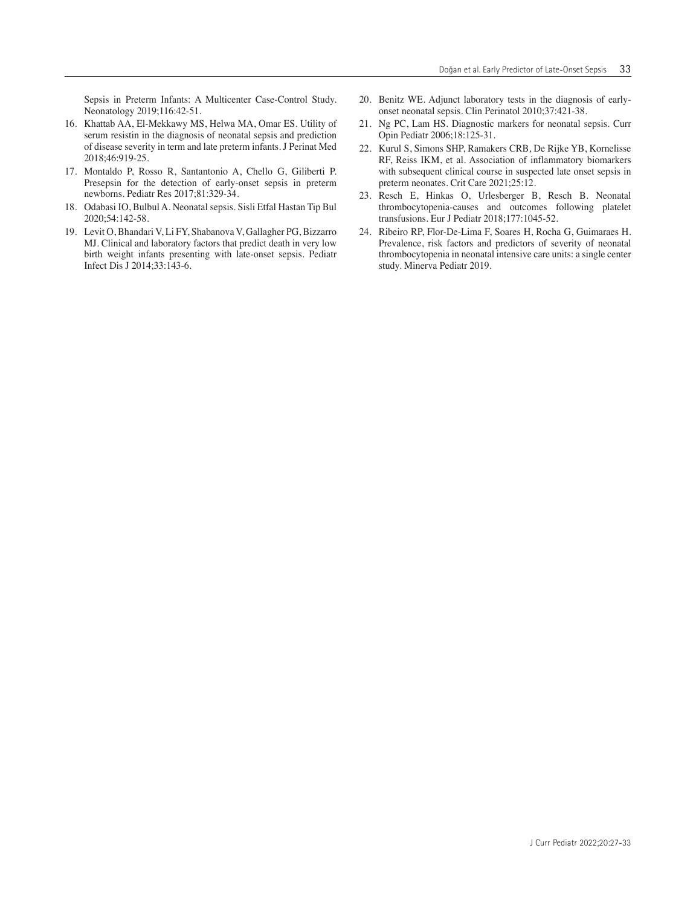Sepsis in Preterm Infants: A Multicenter Case-Control Study. Neonatology 2019;116:42-51.

16. Khattab AA, El-Mekkawy MS, Helwa MA, Omar ES. Utility of serum resistin in the diagnosis of neonatal sepsis and prediction of disease severity in term and late preterm infants. J Perinat Med 2018;46:919-25.
17. Montaldo P, Rosso R, Santantonio A, Chello G, Giliberti P. Presepsin for the detection of early-onset sepsis in preterm newborns. Pediatr Res 2017;81:329-34.
18. Odabasi IO, Bulbul A. Neonatal sepsis. Sisli Etfal Hastan Tip Bul 2020;54:142-58.
19. Levit O, Bhandari V, Li FY, Shabanova V, Gallagher PG, Bizzarro MJ. Clinical and laboratory factors that predict death in very low birth weight infants presenting with late-onset sepsis. Pediatr Infect Dis J 2014;33:143-6.
20. Benitz WE. Adjunct laboratory tests in the diagnosis of early-onset neonatal sepsis. Clin Perinatol 2010;37:421-38.
21. Ng PC, Lam HS. Diagnostic markers for neonatal sepsis. Curr Opin Pediatr 2006;18:125-31.
22. Kurul S, Simons SHP, Ramakers CRB, De Rijke YB, Kornelisse RF, Reiss IKM, et al. Association of inflammatory biomarkers with subsequent clinical course in suspected late onset sepsis in preterm neonates. Crit Care 2021;25:12.
23. Resch E, Hinkas O, Urlesberger B, Resch B. Neonatal thrombocytopenia-causes and outcomes following platelet transfusions. Eur J Pediatr 2018;177:1045-52.
24. Ribeiro RP, Flor-De-Lima F, Soares H, Rocha G, Guimaraes H. Prevalence, risk factors and predictors of severity of neonatal thrombocytopenia in neonatal intensive care units: a single center study. Minerva Pediatr 2019.